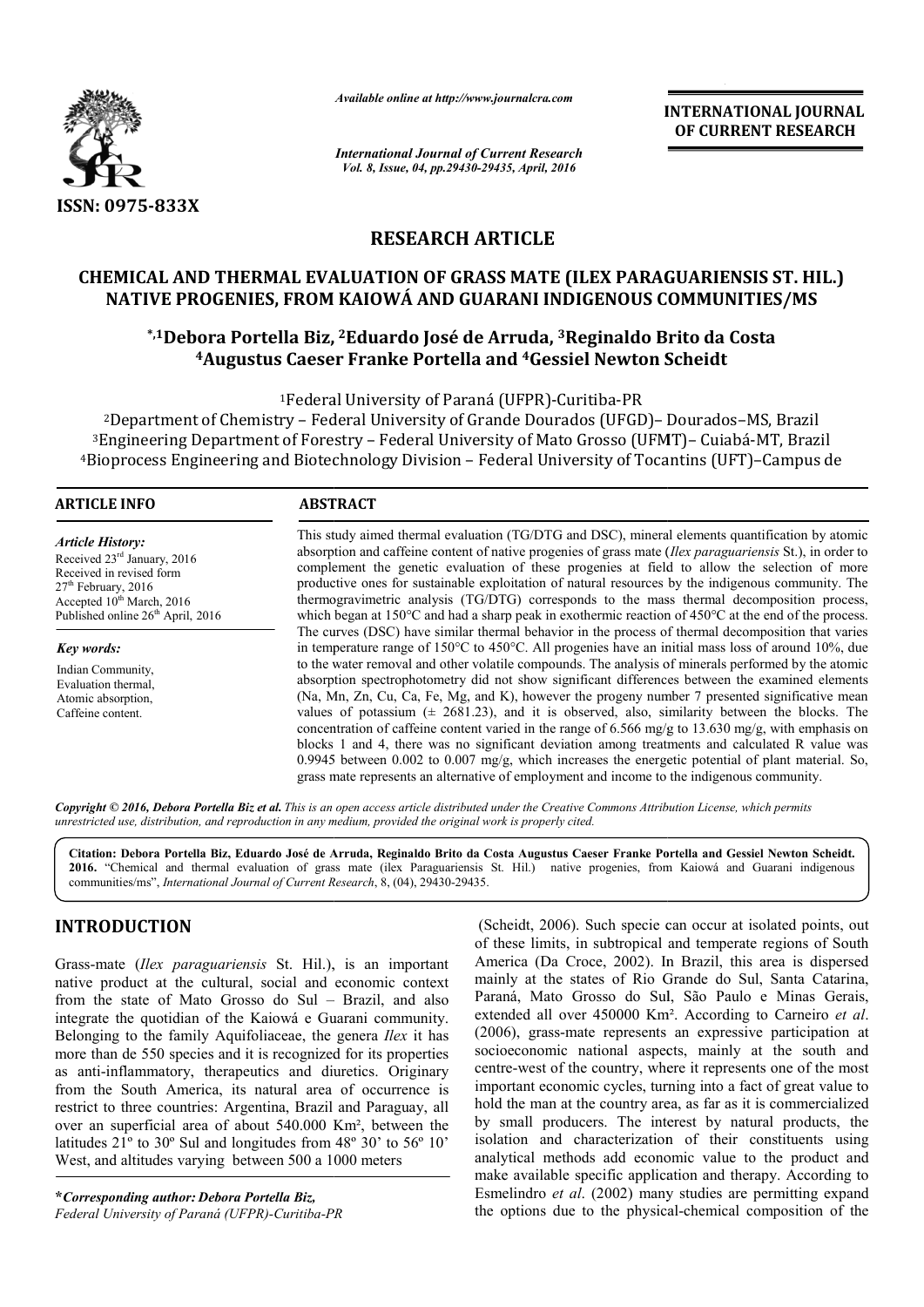ISSN: 0975-833X

*Available online at http://www.journalcra.com*

*International Journal of Current Research*
*Vol. 8, Issue, 04, pp.29430-29435, April, 2016*

**INTERNATIONAL JOURNAL OF CURRENT RESEARCH**

## RESEARCH ARTICLE

# CHEMICAL AND THERMAL EVALUATION OF GRASS MATE (ILEX PARAGUARIENSIS ST. HIL.) NATIVE PROGENIES, FROM KAIOWÁ AND GUARANI INDIGENOUS COMMUNITIES/MS

**[*,1]Debora Portella Biz, [2]Eduardo José de Arruda, [3]Reginaldo Brito da Costa [4]Augustus Caeser Franke Portella and [4]Gessiel Newton Scheidt**

[1]Federal University of Paraná (UFPR)-Curitiba-PR

[2]Department of Chemistry – Federal University of Grande Dourados (UFGD)– Dourados–MS, Brazil

[3]Engineering Department of Forestry – Federal University of Mato Grosso (UFMT)– Cuiabá-MT, Brazil

[4]Bioprocess Engineering and Biotechnology Division – Federal University of Tocantins (UFT)–Campus de

**ARTICLE INFO**

*Article History:*

Received 23[rd] January, 2016
Received in revised form 27[th] February, 2016
Accepted 10[th] March, 2016
Published online 26[th] April, 2016

*Key words:*

Indian Community,
Evaluation thermal,
Atomic absorption,
Caffeine content.

**ABSTRACT**

This study aimed thermal evaluation (TG/DTG and DSC), mineral elements quantification by atomic absorption and caffeine content of native progenies of grass mate (*Ilex paraguariensis* St.), in order to complement the genetic evaluation of these progenies at field to allow the selection of more productive ones for sustainable exploitation of natural resources by the indigenous community. The thermogravimetric analysis (TG/DTG) corresponds to the mass thermal decomposition process, which began at 150°C and had a sharp peak in exothermic reaction of 450°C at the end of the process. The curves (DSC) have similar thermal behavior in the process of thermal decomposition that varies in temperature range of 150°C to 450°C. All progenies have an initial mass loss of around 10%, due to the water removal and other volatile compounds. The analysis of minerals performed by the atomic absorption spectrophotometry did not show significant differences between the examined elements (Na, Mn, Zn, Cu, Ca, Fe, Mg, and K), however the progeny number 7 presented significative mean values of potassium (± 2681.23), and it is observed, also, similarity between the blocks. The concentration of caffeine content varied in the range of 6.566 mg/g to 13.630 mg/g, with emphasis on blocks 1 and 4, there was no significant deviation among treatments and calculated R value was 0.9945 between 0.002 to 0.007 mg/g, which increases the energetic potential of plant material. So, grass mate represents an alternative of employment and income to the indigenous community.

*Copyright © 2016, Debora Portella Biz et al. This is an open access article distributed under the Creative Commons Attribution License, which permits unrestricted use, distribution, and reproduction in any medium, provided the original work is properly cited.*

**Citation: Debora Portella Biz, Eduardo José de Arruda, Reginaldo Brito da Costa Augustus Caeser Franke Portella and Gessiel Newton Scheidt. 2016.** "Chemical and thermal evaluation of grass mate (ilex Paraguariensis St. Hil.) native progenies, from Kaiowá and Guarani indigenous communities/ms", *International Journal of Current Research*, 8, (04), 29430-29435.

## INTRODUCTION

Grass-mate (*Ilex paraguariensis* St. Hil.), is an important native product at the cultural, social and economic context from the state of Mato Grosso do Sul – Brazil, and also integrate the quotidian of the Kaiowá e Guarani community. Belonging to the family Aquifoliaceae, the genera *Ilex* it has more than de 550 species and it is recognized for its properties as anti-inflammatory, therapeutics and diuretics. Originary from the South America, its natural area of occurrence is restrict to three countries: Argentina, Brazil and Paraguay, all over an superficial area of about 540.000 Km², between the latitudes 21º to 30º Sul and longitudes from 48º 30' to 56º 10' West, and altitudes varying between 500 a 1000 meters (Scheidt, 2006). Such specie can occur at isolated points, out of these limits, in subtropical and temperate regions of South America (Da Croce, 2002). In Brazil, this area is dispersed mainly at the states of Rio Grande do Sul, Santa Catarina, Paraná, Mato Grosso do Sul, São Paulo e Minas Gerais, extended all over 450000 Km². According to Carneiro *et al*. (2006), grass-mate represents an expressive participation at socioeconomic national aspects, mainly at the south and centre-west of the country, where it represents one of the most important economic cycles, turning into a fact of great value to hold the man at the country area, as far as it is commercialized by small producers. The interest by natural products, the isolation and characterization of their constituents using analytical methods add economic value to the product and make available specific application and therapy. According to Esmelindro *et al*. (2002) many studies are permitting expand the options due to the physical-chemical composition of the

***Corresponding author: Debora Portella Biz,***
*Federal University of Paraná (UFPR)-Curitiba-PR*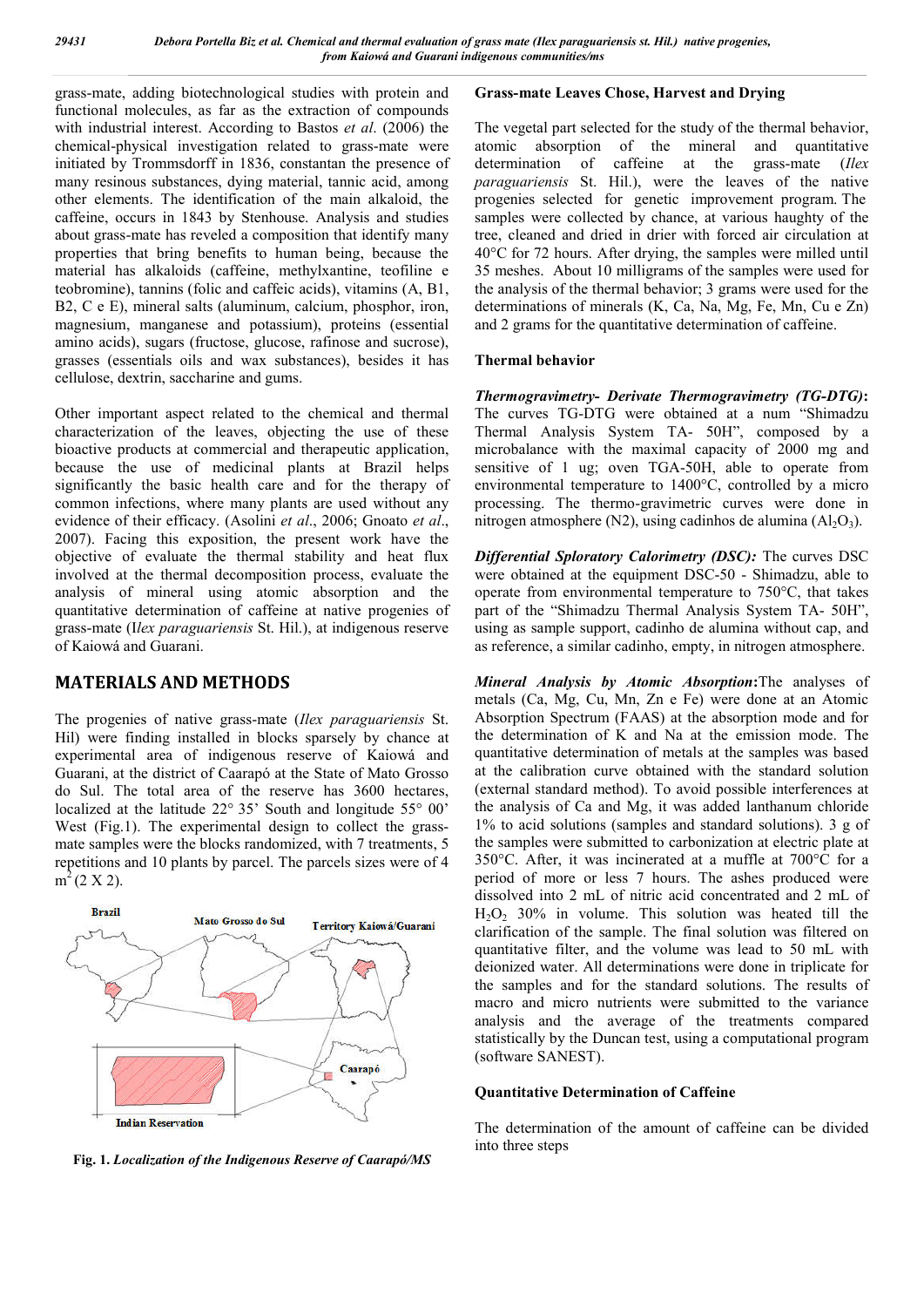grass-mate, adding biotechnological studies with protein and functional molecules, as far as the extraction of compounds with industrial interest. According to Bastos *et al*. (2006) the chemical-physical investigation related to grass-mate were initiated by Trommsdorff in 1836, constantan the presence of many resinous substances, dying material, tannic acid, among other elements. The identification of the main alkaloid, the caffeine, occurs in 1843 by Stenhouse. Analysis and studies about grass-mate has reveled a composition that identify many properties that bring benefits to human being, because the material has alkaloids (caffeine, methylxantine, teofiline e teobromine), tannins (folic and caffeic acids), vitamins (A, B1, B2, C e E), mineral salts (aluminum, calcium, phosphor, iron, magnesium, manganese and potassium), proteins (essential amino acids), sugars (fructose, glucose, rafinose and sucrose), grasses (essentials oils and wax substances), besides it has cellulose, dextrin, saccharine and gums.

Other important aspect related to the chemical and thermal characterization of the leaves, objecting the use of these bioactive products at commercial and therapeutic application, because the use of medicinal plants at Brazil helps significantly the basic health care and for the therapy of common infections, where many plants are used without any evidence of their efficacy. (Asolini *et al*., 2006; Gnoato *et al*., 2007). Facing this exposition, the present work have the objective of evaluate the thermal stability and heat flux involved at the thermal decomposition process, evaluate the analysis of mineral using atomic absorption and the quantitative determination of caffeine at native progenies of grass-mate (*Ilex paraguariensis* St. Hil.), at indigenous reserve of Kaiowá and Guarani.

## MATERIALS AND METHODS

The progenies of native grass-mate (*Ilex paraguariensis* St. Hil) were finding installed in blocks sparsely by chance at experimental area of indigenous reserve of Kaiowá and Guarani, at the district of Caarapó at the State of Mato Grosso do Sul. The total area of the reserve has 3600 hectares, localized at the latitude 22° 35' South and longitude 55° 00' West (Fig.1). The experimental design to collect the grass-mate samples were the blocks randomized, with 7 treatments, 5 repetitions and 10 plants by parcel. The parcels sizes were of 4 $m^2$ (2 X 2).

**Fig. 1.** *Localization of the Indigenous Reserve of Caarapó/MS*

### Grass-mate Leaves Chose, Harvest and Drying

The vegetal part selected for the study of the thermal behavior, atomic absorption of the mineral and quantitative determination of caffeine at the grass-mate (*Ilex paraguariensis* St. Hil.), were the leaves of the native progenies selected for genetic improvement program. The samples were collected by chance, at various haughty of the tree, cleaned and dried in drier with forced air circulation at 40°C for 72 hours. After drying, the samples were milled until 35 meshes. About 10 milligrams of the samples were used for the analysis of the thermal behavior; 3 grams were used for the determinations of minerals (K, Ca, Na, Mg, Fe, Mn, Cu e Zn) and 2 grams for the quantitative determination of caffeine.

### Thermal behavior

***Thermogravimetry- Derivate Thermogravimetry (TG-DTG)*:** The curves TG-DTG were obtained at a num "Shimadzu Thermal Analysis System TA- 50H", composed by a microbalance with the maximal capacity of 2000 mg and sensitive of 1 ug; oven TGA-50H, able to operate from environmental temperature to 1400°C, controlled by a micro processing. The thermo-gravimetric curves were done in nitrogen atmosphere (N2), using cadinhos de alumina ($Al_2O_3$).

***Differential Sploratory Calorimetry (DSC):*** The curves DSC were obtained at the equipment DSC-50 - Shimadzu, able to operate from environmental temperature to 750°C, that takes part of the "Shimadzu Thermal Analysis System TA- 50H", using as sample support, cadinho de alumina without cap, and as reference, a similar cadinho, empty, in nitrogen atmosphere.

***Mineral Analysis by Atomic Absorption*:**The analyses of metals (Ca, Mg, Cu, Mn, Zn e Fe) were done at an Atomic Absorption Spectrum (FAAS) at the absorption mode and for the determination of K and Na at the emission mode. The quantitative determination of metals at the samples was based at the calibration curve obtained with the standard solution (external standard method). To avoid possible interferences at the analysis of Ca and Mg, it was added lanthanum chloride 1% to acid solutions (samples and standard solutions). 3 g of the samples were submitted to carbonization at electric plate at 350°C. After, it was incinerated at a muffle at 700°C for a period of more or less 7 hours. The ashes produced were dissolved into 2 mL of nitric acid concentrated and 2 mL of $H_2O_2$ 30% in volume. This solution was heated till the clarification of the sample. The final solution was filtered on quantitative filter, and the volume was lead to 50 mL with deionized water. All determinations were done in triplicate for the samples and for the standard solutions. The results of macro and micro nutrients were submitted to the variance analysis and the average of the treatments compared statistically by the Duncan test, using a computational program (software SANEST).

### Quantitative Determination of Caffeine

The determination of the amount of caffeine can be divided into three steps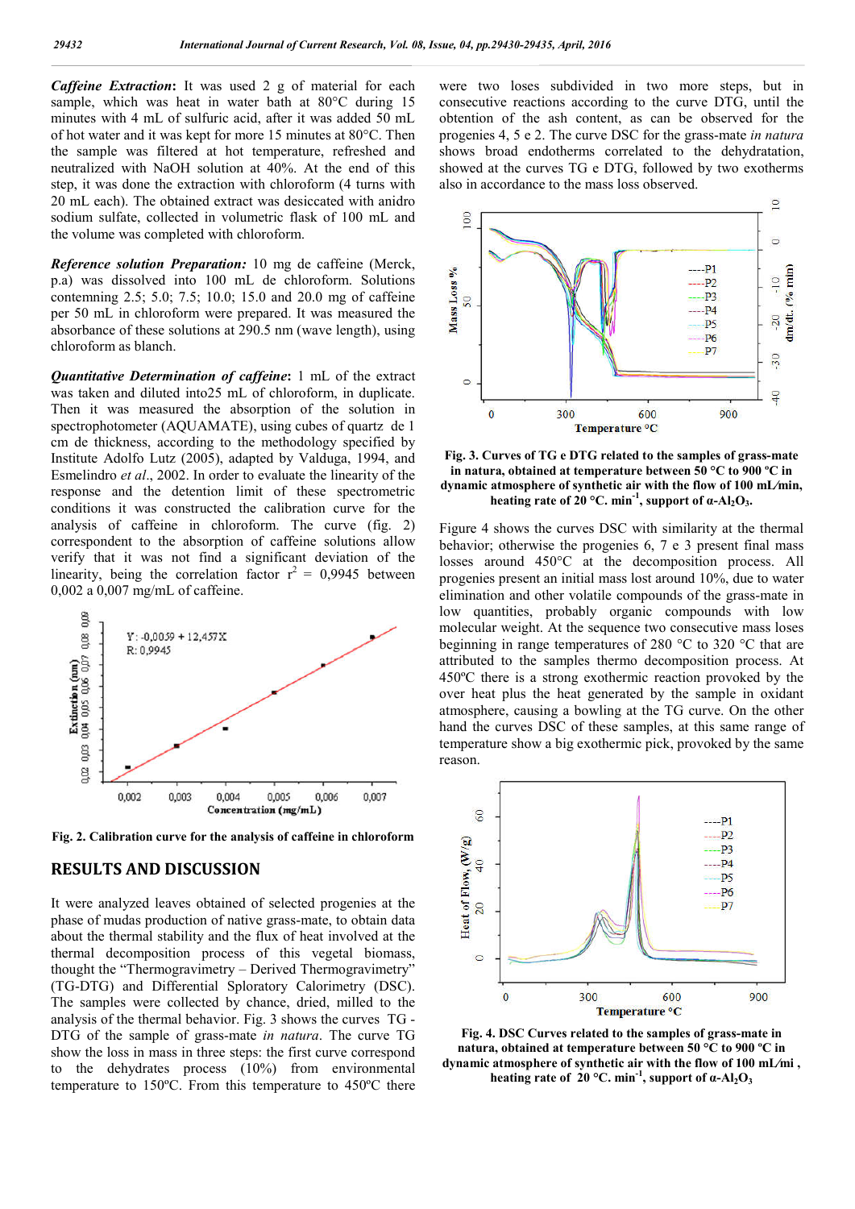***Caffeine Extraction*:** It was used 2 g of material for each sample, which was heat in water bath at 80°C during 15 minutes with 4 mL of sulfuric acid, after it was added 50 mL of hot water and it was kept for more 15 minutes at 80°C. Then the sample was filtered at hot temperature, refreshed and neutralized with NaOH solution at 40%. At the end of this step, it was done the extraction with chloroform (4 turns with 20 mL each). The obtained extract was desiccated with anidro sodium sulfate, collected in volumetric flask of 100 mL and the volume was completed with chloroform.

***Reference solution Preparation:*** 10 mg de caffeine (Merck, p.a) was dissolved into 100 mL de chloroform. Solutions contemning 2.5; 5.0; 7.5; 10.0; 15.0 and 20.0 mg of caffeine per 50 mL in chloroform were prepared. It was measured the absorbance of these solutions at 290.5 nm (wave length), using chloroform as blanch.

***Quantitative Determination of caffeine*:** 1 mL of the extract was taken and diluted into25 mL of chloroform, in duplicate. Then it was measured the absorption of the solution in spectrophotometer (AQUAMATE), using cubes of quartz de 1 cm de thickness, according to the methodology specified by Institute Adolfo Lutz (2005), adapted by Valduga, 1994, and Esmelindro *et al*., 2002. In order to evaluate the linearity of the response and the detention limit of these spectrometric conditions it was constructed the calibration curve for the analysis of caffeine in chloroform. The curve (fig. 2) correspondent to the absorption of caffeine solutions allow verify that it was not find a significant deviation of the linearity, being the correlation factor $r^2$ = 0,9945 between 0,002 a 0,007 mg/mL of caffeine.

**Fig. 2. Calibration curve for the analysis of caffeine in chloroform**

## RESULTS AND DISCUSSION

It were analyzed leaves obtained of selected progenies at the phase of mudas production of native grass-mate, to obtain data about the thermal stability and the flux of heat involved at the thermal decomposition process of this vegetal biomass, thought the "Thermogravimetry – Derived Thermogravimetry" (TG-DTG) and Differential Sploratory Calorimetry (DSC). The samples were collected by chance, dried, milled to the analysis of the thermal behavior. Fig. 3 shows the curves TG - DTG of the sample of grass-mate *in natura*. The curve TG show the loss in mass in three steps: the first curve correspond to the dehydrates process (10%) from environmental temperature to 150ºC. From this temperature to 450ºC there were two loses subdivided in two more steps, but in consecutive reactions according to the curve DTG, until the obtention of the ash content, as can be observed for the progenies 4, 5 e 2. The curve DSC for the grass-mate *in natura* shows broad endotherms correlated to the dehydratation, showed at the curves TG e DTG, followed by two exotherms also in accordance to the mass loss observed.

**Fig. 3. Curves of TG e DTG related to the samples of grass-mate in natura, obtained at temperature between 50 °C to 900 ºC in dynamic atmosphere of synthetic air with the flow of 100 mL/min, heating rate of 20 °C. min$^{-1}$, support of α-$Al_2O_3$.**

Figure 4 shows the curves DSC with similarity at the thermal behavior; otherwise the progenies 6, 7 e 3 present final mass losses around 450°C at the decomposition process. All progenies present an initial mass lost around 10%, due to water elimination and other volatile compounds of the grass-mate in low quantities, probably organic compounds with low molecular weight. At the sequence two consecutive mass loses beginning in range temperatures of 280 °C to 320 °C that are attributed to the samples thermo decomposition process. At 450ºC there is a strong exothermic reaction provoked by the over heat plus the heat generated by the sample in oxidant atmosphere, causing a bowling at the TG curve. On the other hand the curves DSC of these samples, at this same range of temperature show a big exothermic pick, provoked by the same reason.

**Fig. 4. DSC Curves related to the samples of grass-mate in natura, obtained at temperature between 50 °C to 900 ºC in dynamic atmosphere of synthetic air with the flow of 100 mL/mi , heating rate of 20 °C. min$^{-1}$, support of α-$Al_2O_3$**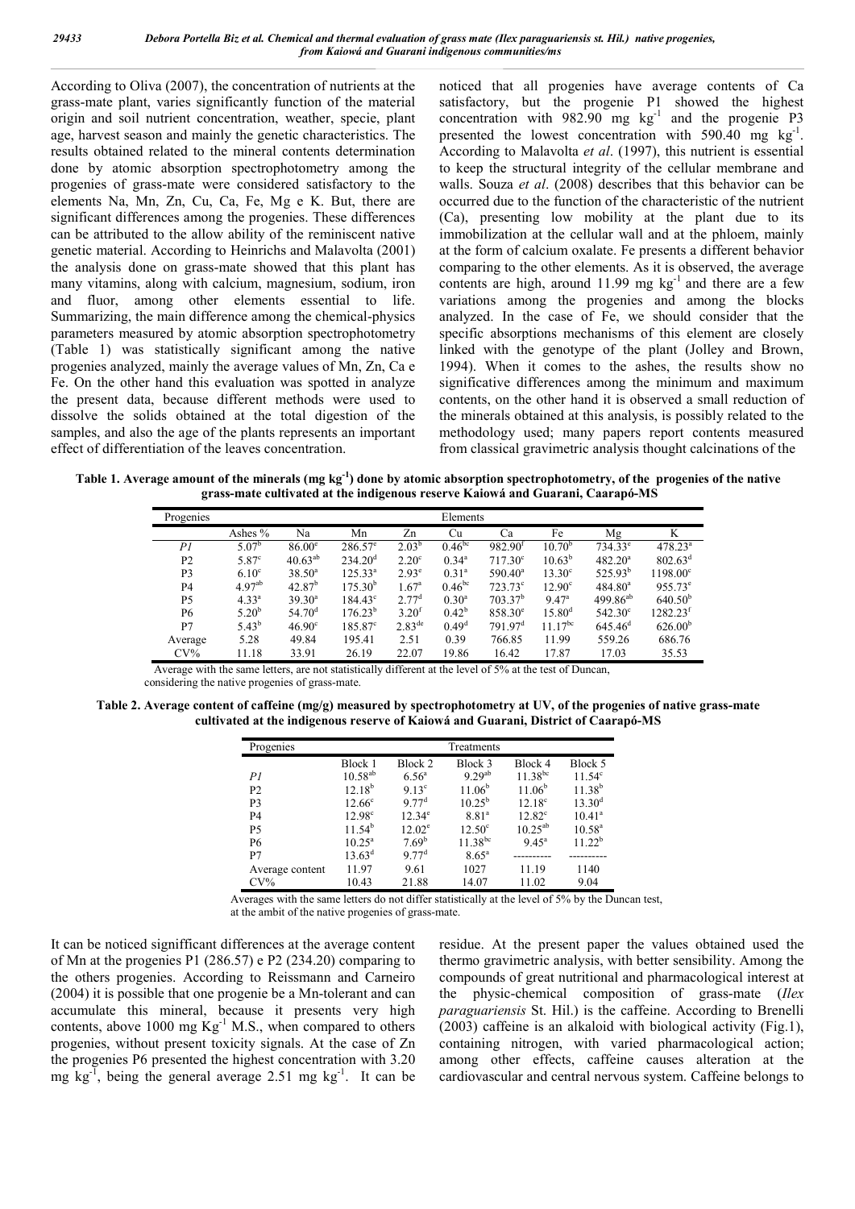According to Oliva (2007), the concentration of nutrients at the grass-mate plant, varies significantly function of the material origin and soil nutrient concentration, weather, specie, plant age, harvest season and mainly the genetic characteristics. The results obtained related to the mineral contents determination done by atomic absorption spectrophotometry among the progenies of grass-mate were considered satisfactory to the elements Na, Mn, Zn, Cu, Ca, Fe, Mg e K. But, there are significant differences among the progenies. These differences can be attributed to the allow ability of the reminiscent native genetic material. According to Heinrichs and Malavolta (2001) the analysis done on grass-mate showed that this plant has many vitamins, along with calcium, magnesium, sodium, iron and fluor, among other elements essential to life. Summarizing, the main difference among the chemical-physics parameters measured by atomic absorption spectrophotometry (Table 1) was statistically significant among the native progenies analyzed, mainly the average values of Mn, Zn, Ca e Fe. On the other hand this evaluation was spotted in analyze the present data, because different methods were used to dissolve the solids obtained at the total digestion of the samples, and also the age of the plants represents an important effect of differentiation of the leaves concentration.

It can be noticed signifficant differences at the average content of Mn at the progenies P1 (286.57) e P2 (234.20) comparing to the others progenies. According to Reissmann and Carneiro (2004) it is possible that one progenie be a Mn-tolerant and can accumulate this mineral, because it presents very high contents, above 1000 mg $Kg^{-1}$ M.S., when compared to others progenies, without present toxicity signals. At the case of Zn the progenies P6 presented the highest concentration with 3.20 mg $kg^{-1}$, being the general average 2.51 mg $kg^{-1}$. It can be noticed that all progenies have average contents of Ca satisfactory, but the progenie P1 showed the highest concentration with 982.90 mg $kg^{-1}$ and the progenie P3 presented the lowest concentration with 590.40 mg $kg^{-1}$. According to Malavolta *et al*. (1997), this nutrient is essential to keep the structural integrity of the cellular membrane and walls. Souza *et al*. (2008) describes that this behavior can be occurred due to the function of the characteristic of the nutrient (Ca), presenting low mobility at the plant due to its immobilization at the cellular wall and at the phloem, mainly at the form of calcium oxalate. Fe presents a different behavior comparing to the other elements. As it is observed, the average contents are high, around 11.99 mg $kg^{-1}$ and there are a few variations among the progenies and among the blocks analyzed. In the case of Fe, we should consider that the specific absorptions mechanisms of this element are closely linked with the genotype of the plant (Jolley and Brown, 1994). When it comes to the ashes, the results show no significative differences among the minimum and maximum contents, on the other hand it is observed a small reduction of the minerals obtained at this analysis, is possibly related to the methodology used; many papers report contents measured from classical gravimetric analysis thought calcinations of the residue. At the present paper the values obtained used the thermo gravimetric analysis, with better sensibility. Among the compounds of great nutritional and pharmacological interest at the physic-chemical composition of grass-mate (*Ilex paraguariensis* St. Hil.) is the caffeine. According to Brenelli (2003) caffeine is an alkaloid with biological activity (Fig.1), containing nitrogen, with varied pharmacological action; among other effects, caffeine causes alteration at the cardiovascular and central nervous system. Caffeine belongs to

**Table 1. Average amount of the minerals (mg $kg^{-1}$) done by atomic absorption spectrophotometry, of the progenies of the native grass-mate cultivated at the indigenous reserve Kaiowá and Guarani, Caarapó-MS**

| Progenies | Elements | | | | | | | | |
|---|---|---|---|---|---|---|---|---|---|
| | Ashes % | Na | Mn | Zn | Cu | Ca | Fe | Mg | K |
| *P1* | $5.07^{b}$ | $86.00^{e}$ | $286.57^{e}$ | $2.03^{b}$ | $0.46^{bc}$ | $982.90^{f}$ | $10.70^{b}$ | $734.33^{e}$ | $478.23^{a}$ |
| P2 | $5.87^{c}$ | $40.63^{ab}$ | $234.20^{d}$ | $2.20^{c}$ | $0.34^{a}$ | $717.30^{c}$ | $10.63^{b}$ | $482.20^{a}$ | $802.63^{d}$ |
| P3 | $6.10^{c}$ | $38.50^{a}$ | $125.33^{a}$ | $2.93^{e}$ | $0.31^{a}$ | $590.40^{a}$ | $13.30^{c}$ | $525.93^{b}$ | $1198.00^{c}$ |
| P4 | $4.97^{ab}$ | $42.87^{b}$ | $175.30^{b}$ | $1.67^{a}$ | $0.46^{bc}$ | $723.73^{c}$ | $12.90^{c}$ | $484.80^{a}$ | $955.73^{e}$ |
| P5 | $4.33^{a}$ | $39.30^{a}$ | $184.43^{c}$ | $2.77^{d}$ | $0.30^{a}$ | $703.37^{b}$ | $9.47^{a}$ | $499.86^{ab}$ | $640.50^{b}$ |
| P6 | $5.20^{b}$ | $54.70^{d}$ | $176.23^{b}$ | $3.20^{f}$ | $0.42^{b}$ | $858.30^{e}$ | $15.80^{d}$ | $542.30^{c}$ | $1282.23^{f}$ |
| P7 | $5.43^{b}$ | $46.90^{c}$ | $185.87^{c}$ | $2.83^{de}$ | $0.49^{d}$ | $791.97^{d}$ | $11.17^{bc}$ | $645.46^{d}$ | $626.00^{b}$ |
| Average | 5.28 | 49.84 | 195.41 | 2.51 | 0.39 | 766.85 | 11.99 | 559.26 | 686.76 |
| CV% | 11.18 | 33.91 | 26.19 | 22.07 | 19.86 | 16.42 | 17.87 | 17.03 | 35.53 |

Average with the same letters, are not statistically different at the level of 5% at the test of Duncan, considering the native progenies of grass-mate.

**Table 2. Average content of caffeine (mg/g) measured by spectrophotometry at UV, of the progenies of native grass-mate cultivated at the indigenous reserve of Kaiowá and Guarani, District of Caarapó-MS**

| Progenies | Treatments | | | | |
|---|---|---|---|---|---|
| | Block 1 | Block 2 | Block 3 | Block 4 | Block 5 |
| *P1* | $10.58^{ab}$ | $6.56^{a}$ | $9.29^{ab}$ | $11.38^{bc}$ | $11.54^{c}$ |
| P2 | $12.18^{b}$ | $9.13^{c}$ | $11.06^{b}$ | $11.06^{b}$ | $11.38^{b}$ |
| P3 | $12.66^{c}$ | $9.77^{d}$ | $10.25^{b}$ | $12.18^{c}$ | $13.30^{d}$ |
| P4 | $12.98^{c}$ | $12.34^{e}$ | $8.81^{a}$ | $12.82^{c}$ | $10.41^{a}$ |
| P5 | $11.54^{b}$ | $12.02^{e}$ | $12.50^{c}$ | $10.25^{ab}$ | $10.58^{a}$ |
| P6 | $10.25^{a}$ | $7.69^{b}$ | $11.38^{bc}$ | $9.45^{a}$ | $11.22^{b}$ |
| P7 | $13.63^{d}$ | $9.77^{d}$ | $8.65^{a}$ | ---------- | ---------- |
| Average content | 11.97 | 9.61 | 1027 | 11.19 | 1140 |
| CV% | 10.43 | 21.88 | 14.07 | 11.02 | 9.04 |

Averages with the same letters do not differ statistically at the level of 5% by the Duncan test, at the ambit of the native progenies of grass-mate.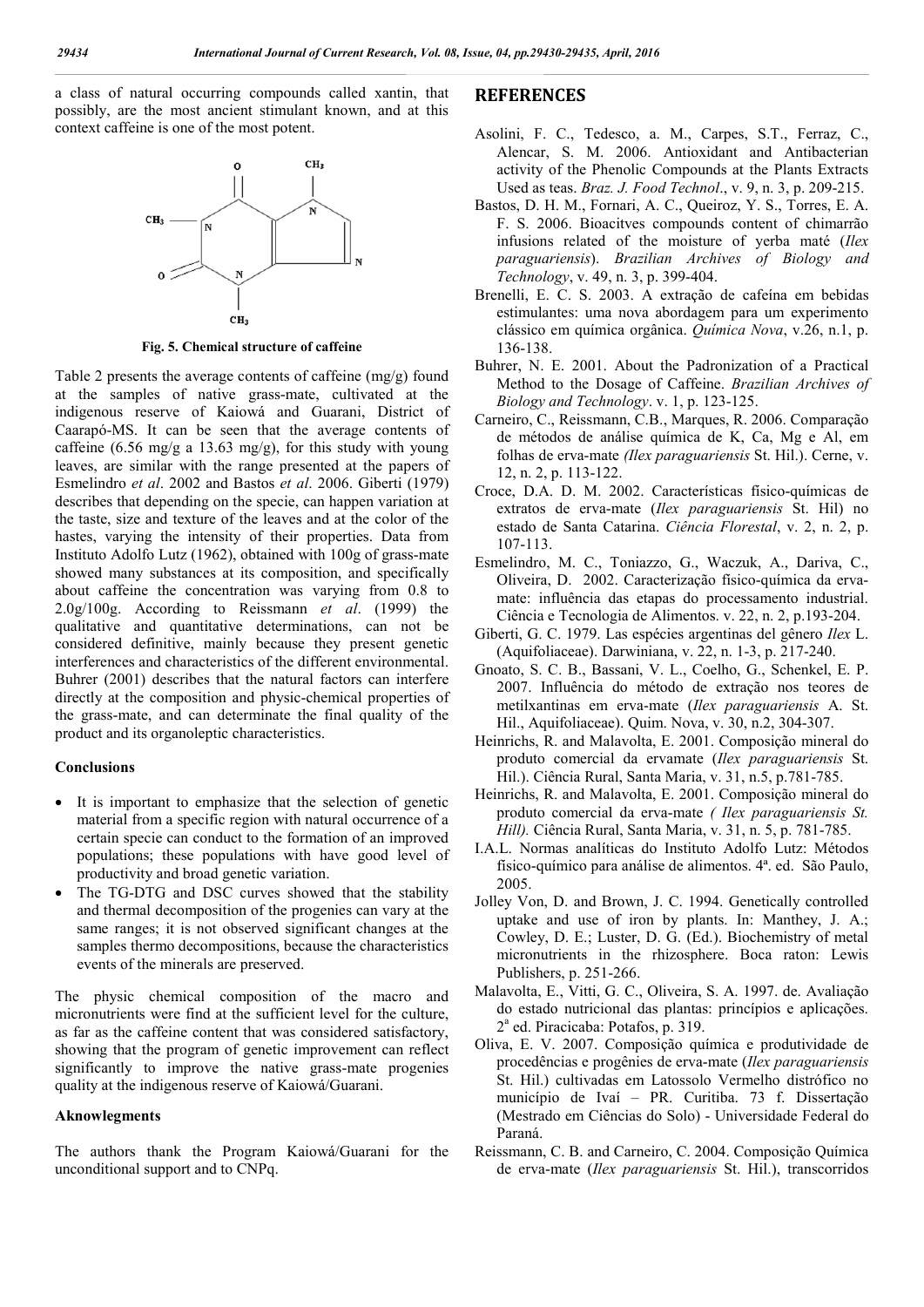a class of natural occurring compounds called xantin, that possibly, are the most ancient stimulant known, and at this context caffeine is one of the most potent.

**Fig. 5. Chemical structure of caffeine**

Table 2 presents the average contents of caffeine (mg/g) found at the samples of native grass-mate, cultivated at the indigenous reserve of Kaiowá and Guarani, District of Caarapó-MS. It can be seen that the average contents of caffeine (6.56 mg/g a 13.63 mg/g), for this study with young leaves, are similar with the range presented at the papers of Esmelindro *et al*. 2002 and Bastos *et al*. 2006. Giberti (1979) describes that depending on the specie, can happen variation at the taste, size and texture of the leaves and at the color of the hastes, varying the intensity of their properties. Data from Instituto Adolfo Lutz (1962), obtained with 100g of grass-mate showed many substances at its composition, and specifically about caffeine the concentration was varying from 0.8 to 2.0g/100g. According to Reissmann *et al*. (1999) the qualitative and quantitative determinations, can not be considered definitive, mainly because they present genetic interferences and characteristics of the different environmental. Buhrer (2001) describes that the natural factors can interfere directly at the composition and physic-chemical properties of the grass-mate, and can determinate the final quality of the product and its organoleptic characteristics.

### Conclusions

- It is important to emphasize that the selection of genetic material from a specific region with natural occurrence of a certain specie can conduct to the formation of an improved populations; these populations with have good level of productivity and broad genetic variation.
- The TG-DTG and DSC curves showed that the stability and thermal decomposition of the progenies can vary at the same ranges; it is not observed significant changes at the samples thermo decompositions, because the characteristics events of the minerals are preserved.

The physic chemical composition of the macro and micronutrients were find at the sufficient level for the culture, as far as the caffeine content that was considered satisfactory, showing that the program of genetic improvement can reflect significantly to improve the native grass-mate progenies quality at the indigenous reserve of Kaiowá/Guarani.

### Aknowlegments

The authors thank the Program Kaiowá/Guarani for the unconditional support and to CNPq.

## REFERENCES

Asolini, F. C., Tedesco, a. M., Carpes, S.T., Ferraz, C., Alencar, S. M. 2006. Antioxidant and Antibacterian activity of the Phenolic Compounds at the Plants Extracts Used as teas. *Braz. J. Food Technol*., v. 9, n. 3, p. 209-215.

Bastos, D. H. M., Fornari, A. C., Queiroz, Y. S., Torres, E. A. F. S. 2006. Bioacitves compounds content of chimarrão infusions related of the moisture of yerba maté (*Ilex paraguariensis*). *Brazilian Archives of Biology and Technology*, v. 49, n. 3, p. 399-404.

Brenelli, E. C. S. 2003. A extração de cafeína em bebidas estimulantes: uma nova abordagem para um experimento clássico em química orgânica. *Química Nova*, v.26, n.1, p. 136-138.

Buhrer, N. E. 2001. About the Padronization of a Practical Method to the Dosage of Caffeine. *Brazilian Archives of Biology and Technology*. v. 1, p. 123-125.

Carneiro, C., Reissmann, C.B., Marques, R. 2006. Comparação de métodos de análise química de K, Ca, Mg e Al, em folhas de erva-mate *(Ilex paraguariensis* St. Hil.). Cerne, v. 12, n. 2, p. 113-122.

Croce, D.A. D. M. 2002. Características físico-químicas de extratos de erva-mate (*Ilex paraguariensis* St. Hil) no estado de Santa Catarina. *Ciência Florestal*, v. 2, n. 2, p. 107-113.

Esmelindro, M. C., Toniazzo, G., Waczuk, A., Dariva, C., Oliveira, D. 2002. Caracterização físico-química da erva-mate: influência das etapas do processamento industrial. Ciência e Tecnologia de Alimentos. v. 22, n. 2, p.193-204.

Giberti, G. C. 1979. Las espécies argentinas del gênero *Ilex* L. (Aquifoliaceae). Darwiniana, v. 22, n. 1-3, p. 217-240.

Gnoato, S. C. B., Bassani, V. L., Coelho, G., Schenkel, E. P. 2007. Influência do método de extração nos teores de metilxantinas em erva-mate (*Ilex paraguariensis* A. St. Hil., Aquifoliaceae). Quim. Nova, v. 30, n.2, 304-307.

Heinrichs, R. and Malavolta, E. 2001. Composição mineral do produto comercial da ervamate (*Ilex paraguariensis* St. Hil.). Ciência Rural, Santa Maria, v. 31, n.5, p.781-785.

Heinrichs, R. and Malavolta, E. 2001. Composição mineral do produto comercial da erva-mate *( Ilex paraguariensis St. Hill).* Ciência Rural, Santa Maria, v. 31, n. 5, p. 781-785.

I.A.L. Normas analíticas do Instituto Adolfo Lutz: Métodos físico-químico para análise de alimentos. 4ª. ed. São Paulo, 2005.

Jolley Von, D. and Brown, J. C. 1994. Genetically controlled uptake and use of iron by plants. In: Manthey, J. A.; Cowley, D. E.; Luster, D. G. (Ed.). Biochemistry of metal micronutrients in the rhizosphere. Boca raton: Lewis Publishers, p. 251-266.

Malavolta, E., Vitti, G. C., Oliveira, S. A. 1997. de. Avaliação do estado nutricional das plantas: princípios e aplicações. 2ª ed. Piracicaba: Potafos, p. 319.

Oliva, E. V. 2007. Composição química e produtividade de procedências e progênies de erva-mate (*Ilex paraguariensis* St. Hil.) cultivadas em Latossolo Vermelho distrófico no município de Ivaí – PR. Curitiba. 73 f. Dissertação (Mestrado em Ciências do Solo) - Universidade Federal do Paraná.

Reissmann, C. B. and Carneiro, C. 2004. Composição Química de erva-mate (*Ilex paraguariensis* St. Hil.), transcorridos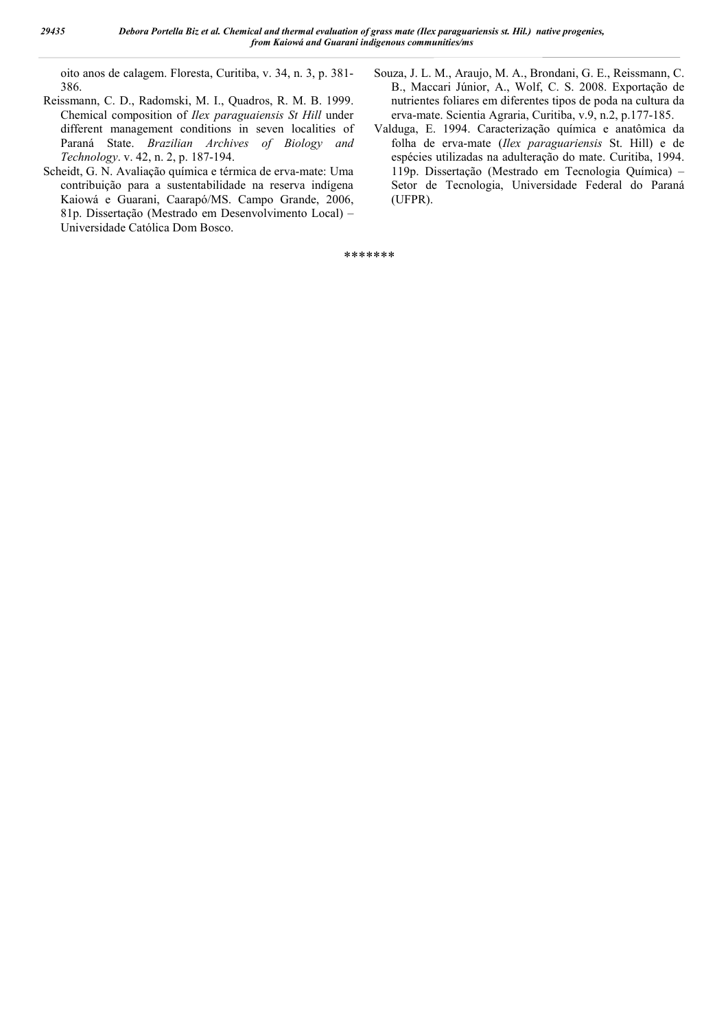oito anos de calagem. Floresta, Curitiba, v. 34, n. 3, p. 381-386.

Reissmann, C. D., Radomski, M. I., Quadros, R. M. B. 1999. Chemical composition of *Ilex paraguaiensis St Hill* under different management conditions in seven localities of Paraná State. *Brazilian Archives of Biology and Technology*. v. 42, n. 2, p. 187-194.

Scheidt, G. N. Avaliação química e térmica de erva-mate: Uma contribuição para a sustentabilidade na reserva indígena Kaiowá e Guarani, Caarapó/MS. Campo Grande, 2006, 81p. Dissertação (Mestrado em Desenvolvimento Local) – Universidade Católica Dom Bosco.

Souza, J. L. M., Araujo, M. A., Brondani, G. E., Reissmann, C. B., Maccari Júnior, A., Wolf, C. S. 2008. Exportação de nutrientes foliares em diferentes tipos de poda na cultura da erva-mate. Scientia Agraria, Curitiba, v.9, n.2, p.177-185.

Valduga, E. 1994. Caracterização química e anatômica da folha de erva-mate (*Ilex paraguariensis* St. Hill) e de espécies utilizadas na adulteração do mate. Curitiba, 1994. 119p. Dissertação (Mestrado em Tecnologia Química) – Setor de Tecnologia, Universidade Federal do Paraná (UFPR).

*******